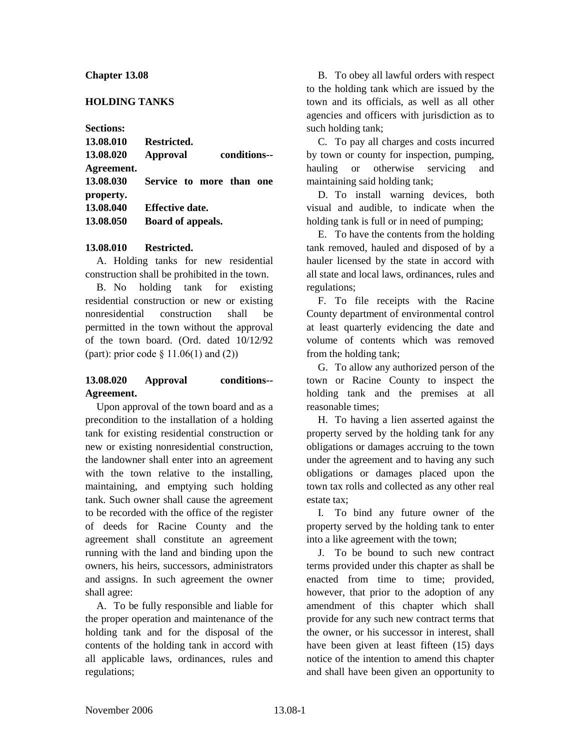# Chapter 13.08

## HOLDING TANKS

**Sections:**

**13.08.010 Restricted.**
**13.08.020 Approval conditions--Agreement.**
**13.08.030 Service to more than one property.**
**13.08.040 Effective date.**
**13.08.050 Board of appeals.**

### 13.08.010 Restricted.

A. Holding tanks for new residential construction shall be prohibited in the town.

B. No holding tank for existing residential construction or new or existing nonresidential construction shall be permitted in the town without the approval of the town board. (Ord. dated 10/12/92 (part): prior code § 11.06(1) and (2))

### 13.08.020 Approval conditions--Agreement.

Upon approval of the town board and as a precondition to the installation of a holding tank for existing residential construction or new or existing nonresidential construction, the landowner shall enter into an agreement with the town relative to the installing, maintaining, and emptying such holding tank. Such owner shall cause the agreement to be recorded with the office of the register of deeds for Racine County and the agreement shall constitute an agreement running with the land and binding upon the owners, his heirs, successors, administrators and assigns. In such agreement the owner shall agree:

A. To be fully responsible and liable for the proper operation and maintenance of the holding tank and for the disposal of the contents of the holding tank in accord with all applicable laws, ordinances, rules and regulations;

B. To obey all lawful orders with respect to the holding tank which are issued by the town and its officials, as well as all other agencies and officers with jurisdiction as to such holding tank;

C. To pay all charges and costs incurred by town or county for inspection, pumping, hauling or otherwise servicing and maintaining said holding tank;

D. To install warning devices, both visual and audible, to indicate when the holding tank is full or in need of pumping;

E. To have the contents from the holding tank removed, hauled and disposed of by a hauler licensed by the state in accord with all state and local laws, ordinances, rules and regulations;

F. To file receipts with the Racine County department of environmental control at least quarterly evidencing the date and volume of contents which was removed from the holding tank;

G. To allow any authorized person of the town or Racine County to inspect the holding tank and the premises at all reasonable times;

H. To having a lien asserted against the property served by the holding tank for any obligations or damages accruing to the town under the agreement and to having any such obligations or damages placed upon the town tax rolls and collected as any other real estate tax;

I. To bind any future owner of the property served by the holding tank to enter into a like agreement with the town;

J. To be bound to such new contract terms provided under this chapter as shall be enacted from time to time; provided, however, that prior to the adoption of any amendment of this chapter which shall provide for any such new contract terms that the owner, or his successor in interest, shall have been given at least fifteen (15) days notice of the intention to amend this chapter and shall have been given an opportunity to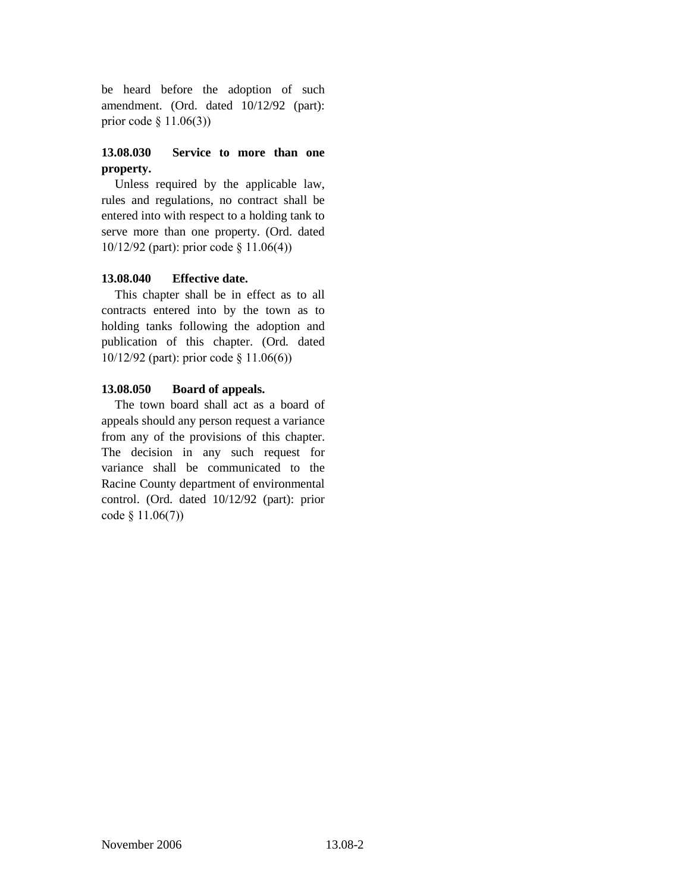be heard before the adoption of such amendment. (Ord. dated 10/12/92 (part): prior code § 11.06(3))

**13.08.030 Service to more than one property.**

Unless required by the applicable law, rules and regulations, no contract shall be entered into with respect to a holding tank to serve more than one property. (Ord. dated 10/12/92 (part): prior code § 11.06(4))

**13.08.040 Effective date.**

This chapter shall be in effect as to all contracts entered into by the town as to holding tanks following the adoption and publication of this chapter. (Ord. dated 10/12/92 (part): prior code § 11.06(6))

**13.08.050 Board of appeals.**

The town board shall act as a board of appeals should any person request a variance from any of the provisions of this chapter. The decision in any such request for variance shall be communicated to the Racine County department of environmental control. (Ord. dated 10/12/92 (part): prior code § 11.06(7))